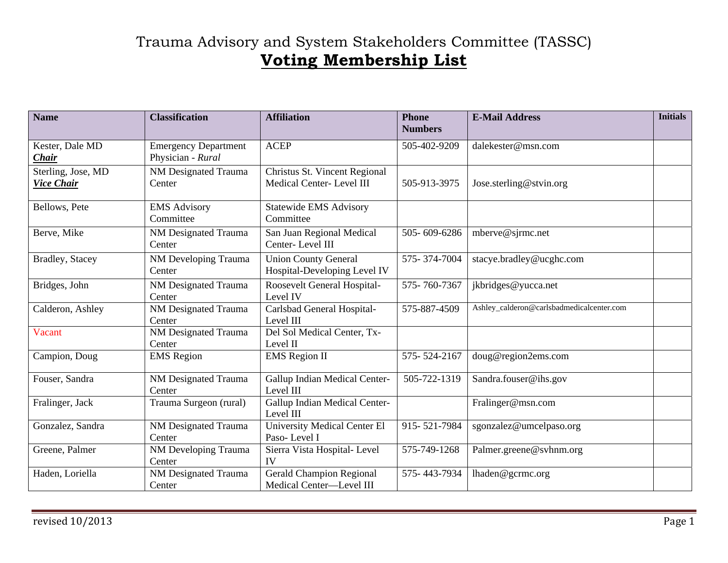# Trauma Advisory and System Stakeholders Committee (TASSC)

## **Voting Membership List**

| Name | Classification | Affiliation | Phone Numbers | E-Mail Address | Initials |
|---|---|---|---|---|---|
| Kester, Dale MD ***Chair*** | Emergency Department Physician - *Rural* | ACEP | 505-402-9209 | dalekester@msn.com | |
| Sterling, Jose, MD ***Vice Chair*** | NM Designated Trauma Center | Christus St. Vincent Regional Medical Center- Level III | 505-913-3975 | Jose.sterling@stvin.org | |
| Bellows, Pete | EMS Advisory Committee | Statewide EMS Advisory Committee | | | |
| Berve, Mike | NM Designated Trauma Center | San Juan Regional Medical Center- Level III | 505- 609-6286 | mberve@sjrmc.net | |
| Bradley, Stacey | NM Developing Trauma Center | Union County General Hospital-Developing Level IV | 575- 374-7004 | stacye.bradley@ucghc.com | |
| Bridges, John | NM Designated Trauma Center | Roosevelt General Hospital- Level IV | 575- 760-7367 | jkbridges@yucca.net | |
| Calderon, Ashley | NM Designated Trauma Center | Carlsbad General Hospital- Level III | 575-887-4509 | Ashley_calderon@carlsbadmedicalcenter.com | |
| Vacant | NM Designated Trauma Center | Del Sol Medical Center, Tx- Level II | | | |
| Campion, Doug | EMS Region | EMS Region II | 575- 524-2167 | doug@region2ems.com | |
| Fouser, Sandra | NM Designated Trauma Center | Gallup Indian Medical Center- Level III | 505-722-1319 | Sandra.fouser@ihs.gov | |
| Fralinger, Jack | Trauma Surgeon (rural) | Gallup Indian Medical Center- Level III | | Fralinger@msn.com | |
| Gonzalez, Sandra | NM Designated Trauma Center | University Medical Center El Paso- Level I | 915- 521-7984 | sgonzalez@umcelpaso.org | |
| Greene, Palmer | NM Developing Trauma Center | Sierra Vista Hospital- Level IV | 575-749-1268 | Palmer.greene@svhnm.org | |
| Haden, Loriella | NM Designated Trauma Center | Gerald Champion Regional Medical Center—Level III | 575- 443-7934 | lhaden@gcrmc.org | |

revised 10/2013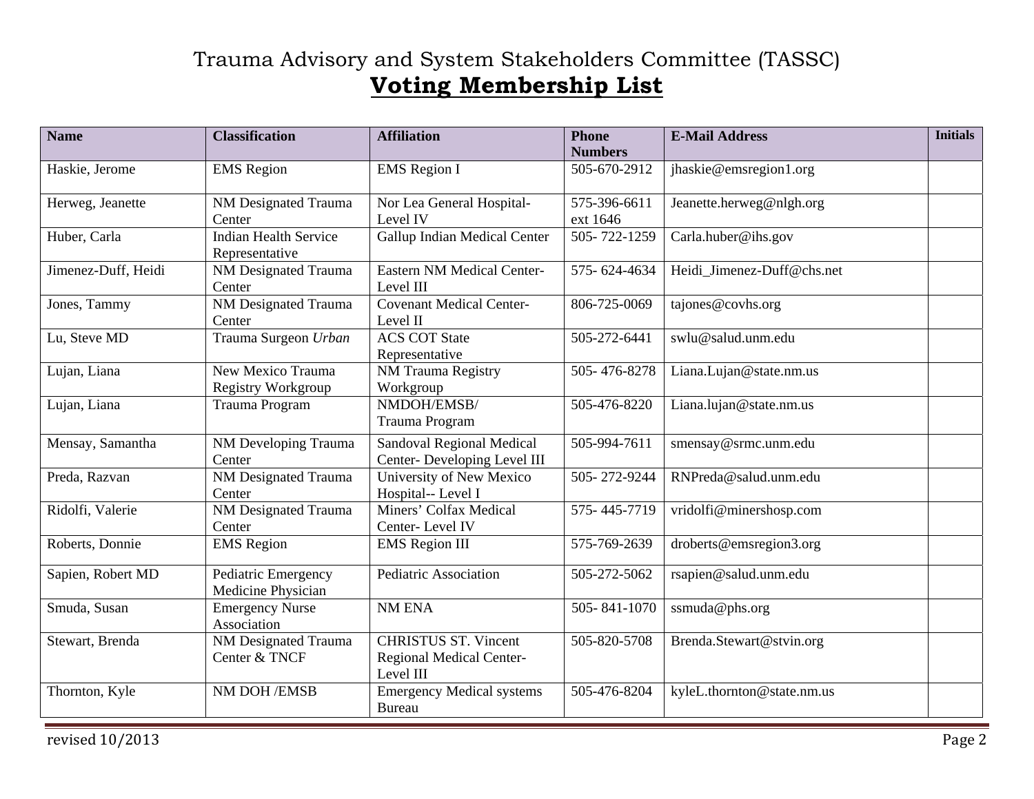# Trauma Advisory and System Stakeholders Committee (TASSC)

## Voting Membership List

| Name | Classification | Affiliation | Phone Numbers | E-Mail Address | Initials |
|---|---|---|---|---|---|
| Haskie, Jerome | EMS Region | EMS Region I | 505-670-2912 | jhaskie@emsregion1.org | |
| Herweg, Jeanette | NM Designated Trauma Center | Nor Lea General Hospital-Level IV | 575-396-6611 ext 1646 | Jeanette.herweg@nlgh.org | |
| Huber, Carla | Indian Health Service Representative | Gallup Indian Medical Center | 505- 722-1259 | Carla.huber@ihs.gov | |
| Jimenez-Duff, Heidi | NM Designated Trauma Center | Eastern NM Medical Center-Level III | 575- 624-4634 | Heidi_Jimenez-Duff@chs.net | |
| Jones, Tammy | NM Designated Trauma Center | Covenant Medical Center-Level II | 806-725-0069 | tajones@covhs.org | |
| Lu, Steve MD | Trauma Surgeon *Urban* | ACS COT State Representative | 505-272-6441 | swlu@salud.unm.edu | |
| Lujan, Liana | New Mexico Trauma Registry Workgroup | NM Trauma Registry Workgroup | 505- 476-8278 | Liana.Lujan@state.nm.us | |
| Lujan, Liana | Trauma Program | NMDOH/EMSB/ Trauma Program | 505-476-8220 | Liana.lujan@state.nm.us | |
| Mensay, Samantha | NM Developing Trauma Center | Sandoval Regional Medical Center- Developing Level III | 505-994-7611 | smensay@srmc.unm.edu | |
| Preda, Razvan | NM Designated Trauma Center | University of New Mexico Hospital-- Level I | 505- 272-9244 | RNPreda@salud.unm.edu | |
| Ridolfi, Valerie | NM Designated Trauma Center | Miners' Colfax Medical Center- Level IV | 575- 445-7719 | vridolfi@minershosp.com | |
| Roberts, Donnie | EMS Region | EMS Region III | 575-769-2639 | droberts@emsregion3.org | |
| Sapien, Robert MD | Pediatric Emergency Medicine Physician | Pediatric Association | 505-272-5062 | rsapien@salud.unm.edu | |
| Smuda, Susan | Emergency Nurse Association | NM ENA | 505- 841-1070 | ssmuda@phs.org | |
| Stewart, Brenda | NM Designated Trauma Center & TNCF | CHRISTUS ST. Vincent Regional Medical Center-Level III | 505-820-5708 | Brenda.Stewart@stvin.org | |
| Thornton, Kyle | NM DOH /EMSB | Emergency Medical systems Bureau | 505-476-8204 | kyleL.thornton@state.nm.us | |

revised 10/2013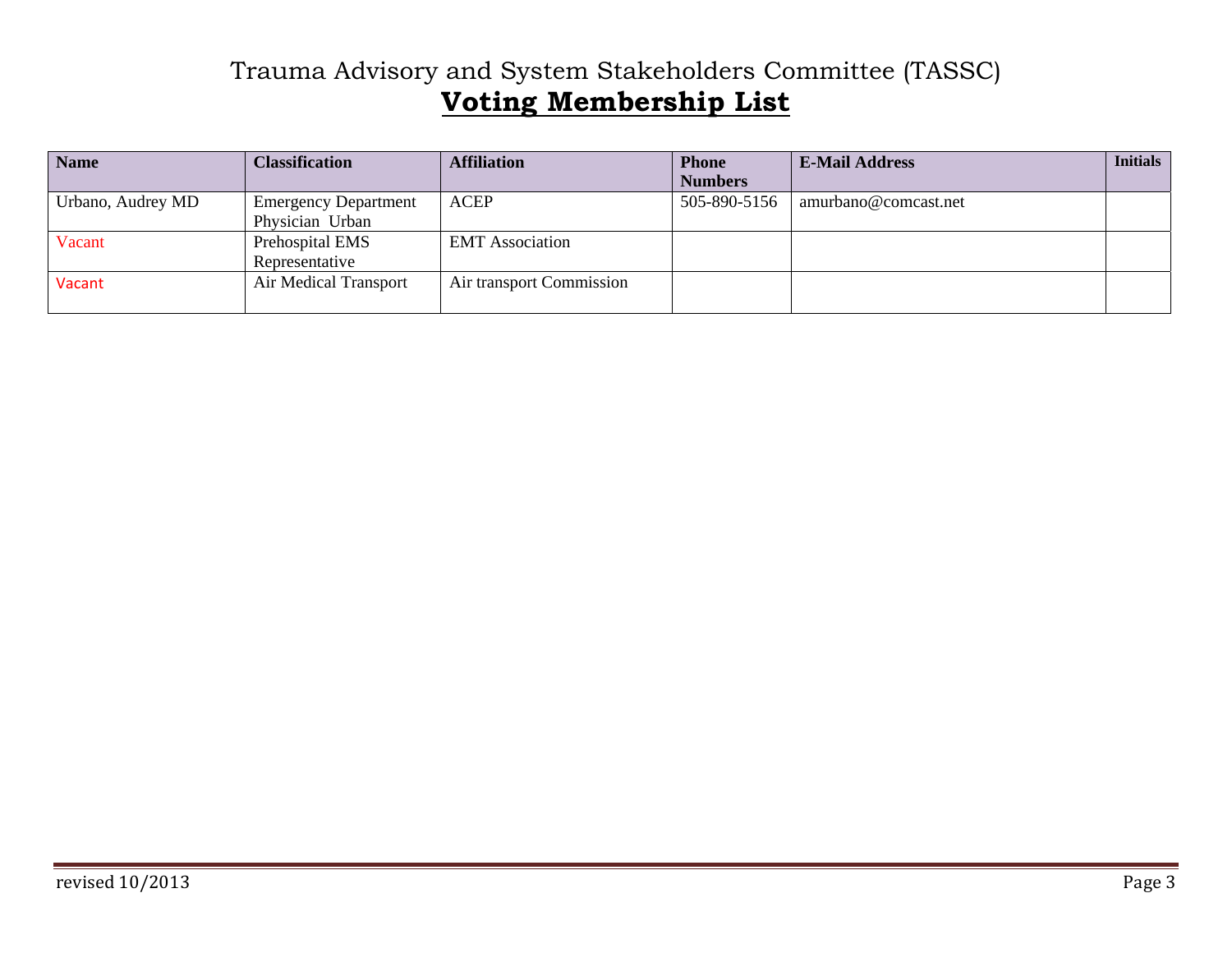# Trauma Advisory and System Stakeholders Committee (TASSC)

## Voting Membership List

| Name | Classification | Affiliation | Phone Numbers | E-Mail Address | Initials |
|---|---|---|---|---|---|
| Urbano, Audrey MD | Emergency Department Physician Urban | ACEP | 505-890-5156 | amurbano@comcast.net | |
| Vacant | Prehospital EMS Representative | EMT Association | | | |
| Vacant | Air Medical Transport | Air transport Commission | | | |

revised 10/2013